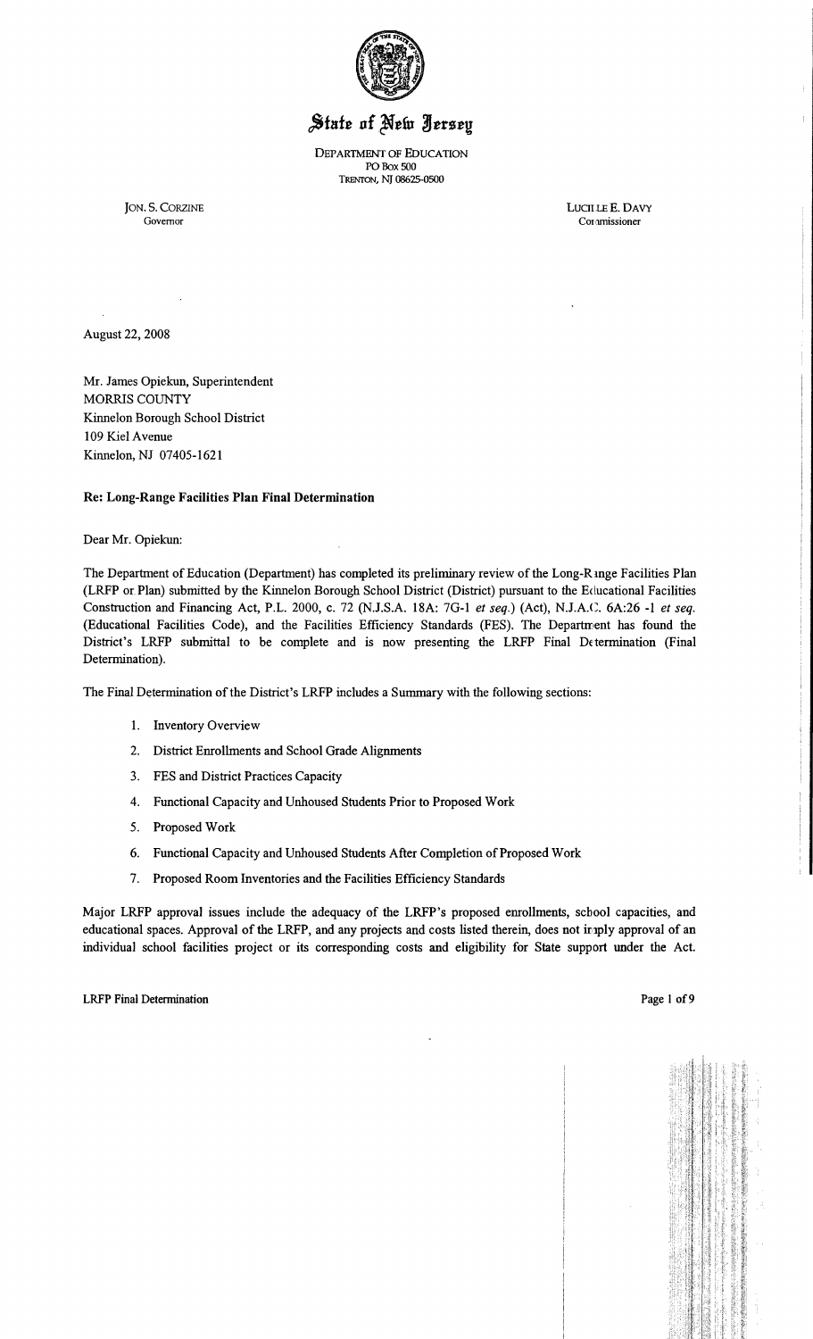# State of New Jersey

DEPARTMENT OF EDUCATION
PO Box 500
TRENTON, NJ 08625-0500

JON. S. CORZINE
Governor

LUCILLE E. DAVY
Commissioner

August 22, 2008

Mr. James Opiekun, Superintendent
MORRIS COUNTY
Kinnelon Borough School District
109 Kiel Avenue
Kinnelon, NJ 07405-1621

**Re: Long-Range Facilities Plan Final Determination**

Dear Mr. Opiekun:

The Department of Education (Department) has completed its preliminary review of the Long-Range Facilities Plan (LRFP or Plan) submitted by the Kinnelon Borough School District (District) pursuant to the Educational Facilities Construction and Financing Act, P.L. 2000, c. 72 (N.J.S.A. 18A: 7G-1 *et seq.*) (Act), N.J.A.C. 6A:26 -1 *et seq.* (Educational Facilities Code), and the Facilities Efficiency Standards (FES). The Department has found the District's LRFP submittal to be complete and is now presenting the LRFP Final Determination (Final Determination).

The Final Determination of the District's LRFP includes a Summary with the following sections:

1. Inventory Overview
2. District Enrollments and School Grade Alignments
3. FES and District Practices Capacity
4. Functional Capacity and Unhoused Students Prior to Proposed Work
5. Proposed Work
6. Functional Capacity and Unhoused Students After Completion of Proposed Work
7. Proposed Room Inventories and the Facilities Efficiency Standards

Major LRFP approval issues include the adequacy of the LRFP's proposed enrollments, school capacities, and educational spaces. Approval of the LRFP, and any projects and costs listed therein, does not imply approval of an individual school facilities project or its corresponding costs and eligibility for State support under the Act.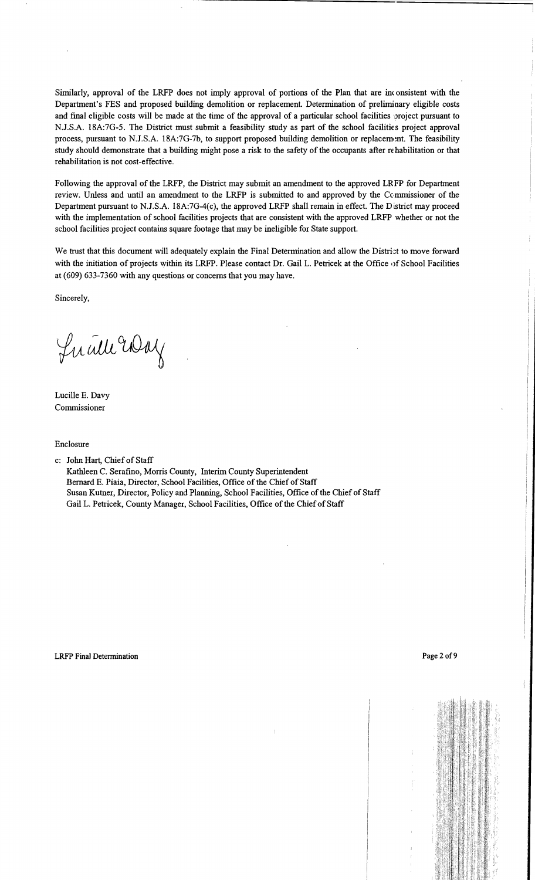Similarly, approval of the LRFP does not imply approval of portions of the Plan that are inconsistent with the Department's FES and proposed building demolition or replacement. Determination of preliminary eligible costs and final eligible costs will be made at the time of the approval of a particular school facilities project pursuant to N.J.S.A. 18A:7G-5. The District must submit a feasibility study as part of the school facilities project approval process, pursuant to N.J.S.A. 18A:7G-7b, to support proposed building demolition or replacement. The feasibility study should demonstrate that a building might pose a risk to the safety of the occupants after rehabilitation or that rehabilitation is not cost-effective.

Following the approval of the LRFP, the District may submit an amendment to the approved LRFP for Department review. Unless and until an amendment to the LRFP is submitted to and approved by the Commissioner of the Department pursuant to N.J.S.A. 18A:7G-4(c), the approved LRFP shall remain in effect. The District may proceed with the implementation of school facilities projects that are consistent with the approved LRFP whether or not the school facilities project contains square footage that may be ineligible for State support.

We trust that this document will adequately explain the Final Determination and allow the District to move forward with the initiation of projects within its LRFP. Please contact Dr. Gail L. Petricek at the Office of School Facilities at (609) 633-7360 with any questions or concerns that you may have.

Sincerely,

Lucille E. Davy
Commissioner

Enclosure

c: John Hart, Chief of Staff
Kathleen C. Serafino, Morris County, Interim County Superintendent
Bernard E. Piaia, Director, School Facilities, Office of the Chief of Staff
Susan Kutner, Director, Policy and Planning, School Facilities, Office of the Chief of Staff
Gail L. Petricek, County Manager, School Facilities, Office of the Chief of Staff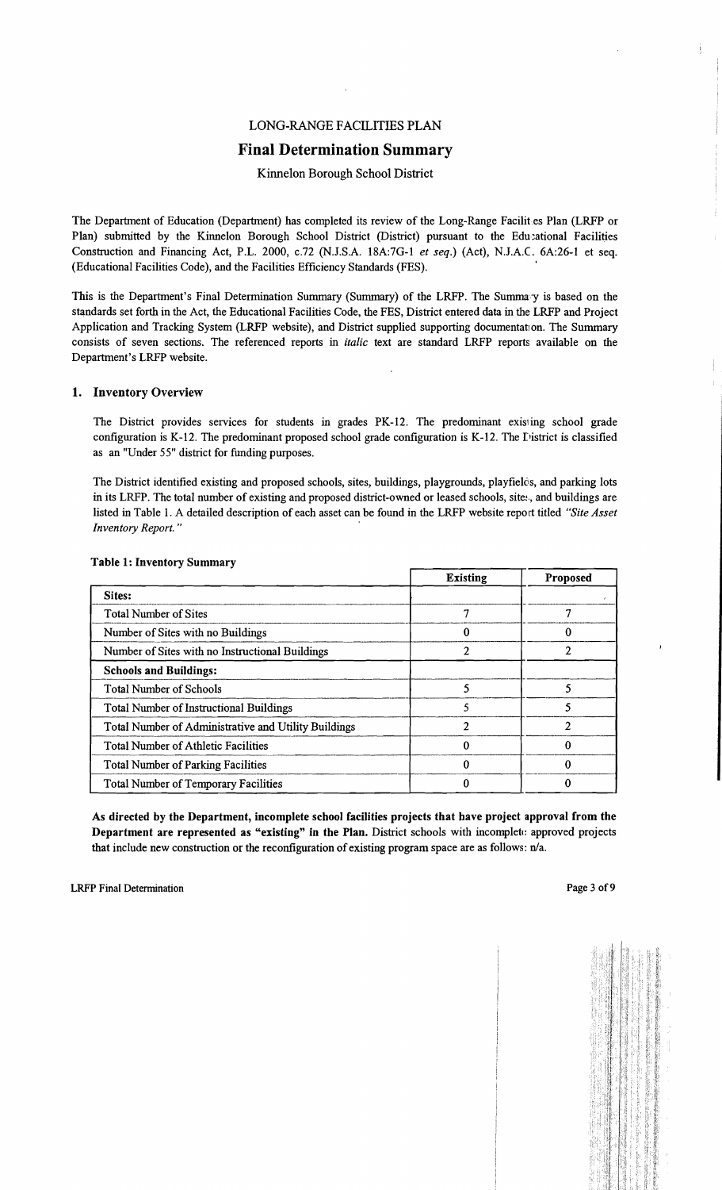LONG-RANGE FACILITIES PLAN

# Final Determination Summary

Kinnelon Borough School District

The Department of Education (Department) has completed its review of the Long-Range Facilities Plan (LRFP or Plan) submitted by the Kinnelon Borough School District (District) pursuant to the Educational Facilities Construction and Financing Act, P.L. 2000, c.72 (N.J.S.A. 18A:7G-1 *et seq.*) (Act), N.J.A.C. 6A:26-1 et seq. (Educational Facilities Code), and the Facilities Efficiency Standards (FES).

This is the Department's Final Determination Summary (Summary) of the LRFP. The Summary is based on the standards set forth in the Act, the Educational Facilities Code, the FES, District entered data in the LRFP and Project Application and Tracking System (LRFP website), and District supplied supporting documentation. The Summary consists of seven sections. The referenced reports in *italic* text are standard LRFP reports available on the Department's LRFP website.

## 1. Inventory Overview

The District provides services for students in grades PK-12. The predominant existing school grade configuration is K-12. The predominant proposed school grade configuration is K-12. The District is classified as an "Under 55" district for funding purposes.

The District identified existing and proposed schools, sites, buildings, playgrounds, playfields, and parking lots in its LRFP. The total number of existing and proposed district-owned or leased schools, sites, and buildings are listed in Table 1. A detailed description of each asset can be found in the LRFP website report titled *"Site Asset Inventory Report."*

**Table 1: Inventory Summary**

| | Existing | Proposed |
|---|---|---|
| **Sites:** | | |
| Total Number of Sites | 7 | 7 |
| Number of Sites with no Buildings | 0 | 0 |
| Number of Sites with no Instructional Buildings | 2 | 2 |
| **Schools and Buildings:** | | |
| Total Number of Schools | 5 | 5 |
| Total Number of Instructional Buildings | 5 | 5 |
| Total Number of Administrative and Utility Buildings | 2 | 2 |
| Total Number of Athletic Facilities | 0 | 0 |
| Total Number of Parking Facilities | 0 | 0 |
| Total Number of Temporary Facilities | 0 | 0 |

**As directed by the Department, incomplete school facilities projects that have project approval from the Department are represented as "existing" in the Plan.** District schools with incomplete approved projects that include new construction or the reconfiguration of existing program space are as follows: n/a.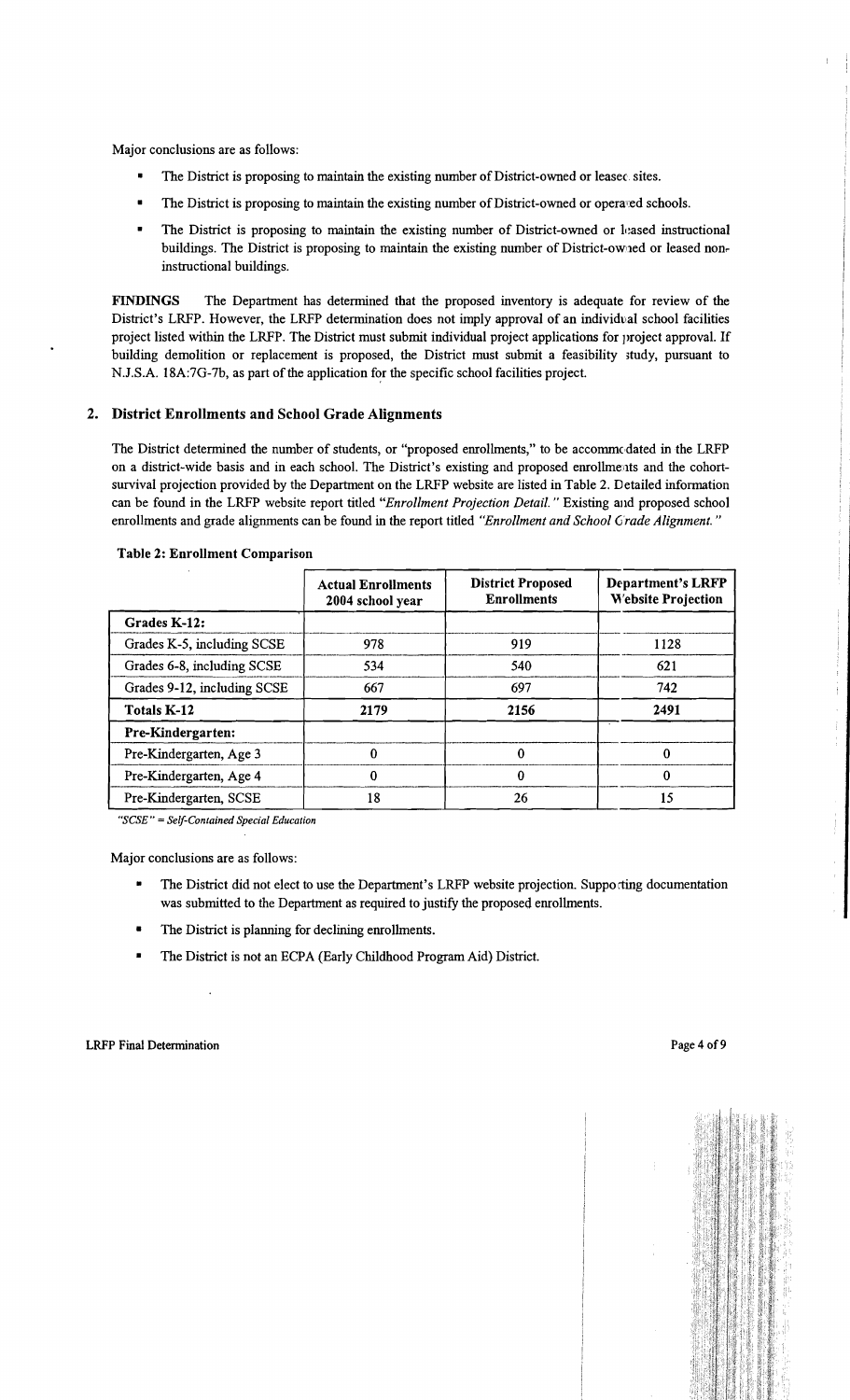Major conclusions are as follows:

- The District is proposing to maintain the existing number of District-owned or leased sites.
- The District is proposing to maintain the existing number of District-owned or operated schools.
- The District is proposing to maintain the existing number of District-owned or leased instructional buildings. The District is proposing to maintain the existing number of District-owned or leased non-instructional buildings.

**FINDINGS** The Department has determined that the proposed inventory is adequate for review of the District's LRFP. However, the LRFP determination does not imply approval of an individual school facilities project listed within the LRFP. The District must submit individual project applications for project approval. If building demolition or replacement is proposed, the District must submit a feasibility study, pursuant to N.J.S.A. 18A:7G-7b, as part of the application for the specific school facilities project.

## 2. District Enrollments and School Grade Alignments

The District determined the number of students, or "proposed enrollments," to be accommodated in the LRFP on a district-wide basis and in each school. The District's existing and proposed enrollments and the cohort-survival projection provided by the Department on the LRFP website are listed in Table 2. Detailed information can be found in the LRFP website report titled *"Enrollment Projection Detail."* Existing and proposed school enrollments and grade alignments can be found in the report titled *"Enrollment and School Grade Alignment."*

**Table 2: Enrollment Comparison**

| | Actual Enrollments 2004 school year | District Proposed Enrollments | Department's LRFP Website Projection |
|---|---|---|---|
| **Grades K-12:** | | | |
| Grades K-5, including SCSE | 978 | 919 | 1128 |
| Grades 6-8, including SCSE | 534 | 540 | 621 |
| Grades 9-12, including SCSE | 667 | 697 | 742 |
| **Totals K-12** | **2179** | **2156** | **2491** |
| **Pre-Kindergarten:** | | | |
| Pre-Kindergarten, Age 3 | 0 | 0 | 0 |
| Pre-Kindergarten, Age 4 | 0 | 0 | 0 |
| Pre-Kindergarten, SCSE | 18 | 26 | 15 |

*"SCSE" = Self-Contained Special Education*

Major conclusions are as follows:

- The District did not elect to use the Department's LRFP website projection. Supporting documentation was submitted to the Department as required to justify the proposed enrollments.
- The District is planning for declining enrollments.
- The District is not an ECPA (Early Childhood Program Aid) District.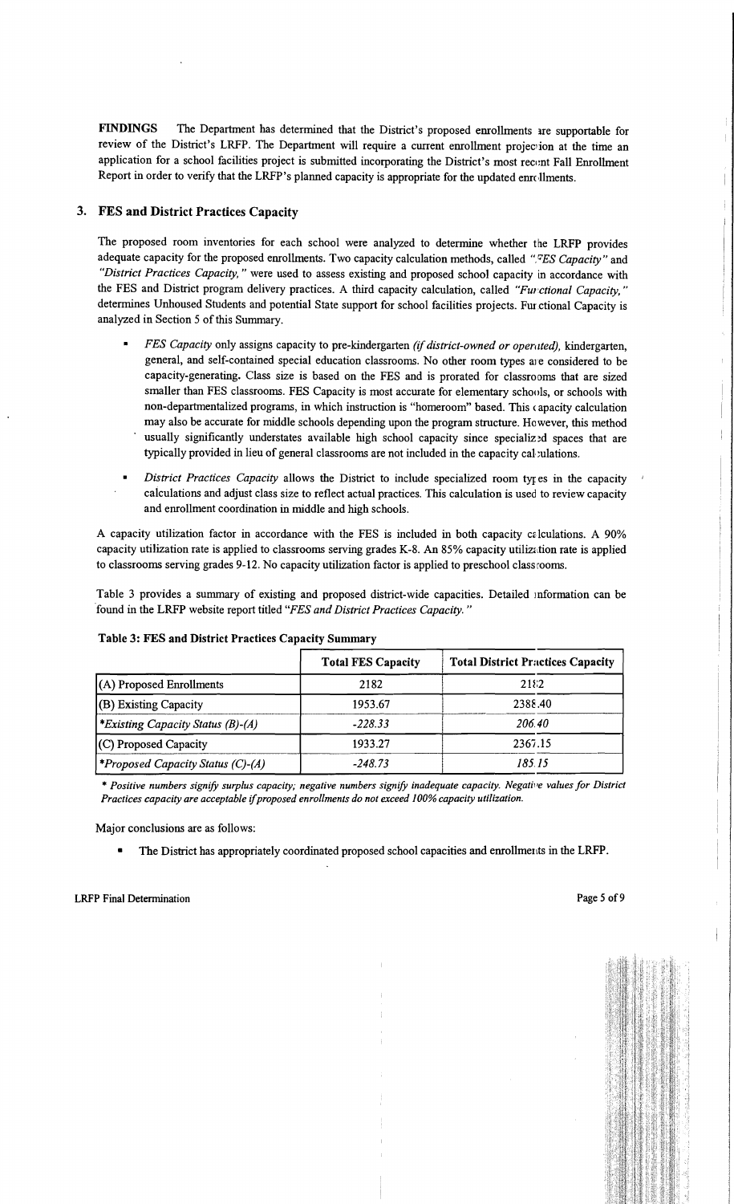**FINDINGS** The Department has determined that the District's proposed enrollments are supportable for review of the District's LRFP. The Department will require a current enrollment projection at the time an application for a school facilities project is submitted incorporating the District's most recent Fall Enrollment Report in order to verify that the LRFP's planned capacity is appropriate for the updated enrollments.

## 3. FES and District Practices Capacity

The proposed room inventories for each school were analyzed to determine whether the LRFP provides adequate capacity for the proposed enrollments. Two capacity calculation methods, called *"FES Capacity"* and *"District Practices Capacity,"* were used to assess existing and proposed school capacity in accordance with the FES and District program delivery practices. A third capacity calculation, called *"Functional Capacity,"* determines Unhoused Students and potential State support for school facilities projects. Functional Capacity is analyzed in Section 5 of this Summary.

- *FES Capacity* only assigns capacity to pre-kindergarten *(if district-owned or operated)*, kindergarten, general, and self-contained special education classrooms. No other room types are considered to be capacity-generating. Class size is based on the FES and is prorated for classrooms that are sized smaller than FES classrooms. FES Capacity is most accurate for elementary schools, or schools with non-departmentalized programs, in which instruction is "homeroom" based. This capacity calculation may also be accurate for middle schools depending upon the program structure. However, this method usually significantly understates available high school capacity since specialized spaces that are typically provided in lieu of general classrooms are not included in the capacity calculations.
- *District Practices Capacity* allows the District to include specialized room types in the capacity calculations and adjust class size to reflect actual practices. This calculation is used to review capacity and enrollment coordination in middle and high schools.

A capacity utilization factor in accordance with the FES is included in both capacity calculations. A 90% capacity utilization rate is applied to classrooms serving grades K-8. An 85% capacity utilization rate is applied to classrooms serving grades 9-12. No capacity utilization factor is applied to preschool classrooms.

Table 3 provides a summary of existing and proposed district-wide capacities. Detailed information can be found in the LRFP website report titled *"FES and District Practices Capacity."*

**Table 3: FES and District Practices Capacity Summary**

| | Total FES Capacity | Total District Practices Capacity |
|---|---|---|
| (A) Proposed Enrollments | 2182 | 2182 |
| (B) Existing Capacity | 1953.67 | 2388.40 |
| *\*Existing Capacity Status (B)-(A)* | *-228.33* | *206.40* |
| (C) Proposed Capacity | 1933.27 | 2367.15 |
| *\*Proposed Capacity Status (C)-(A)* | *-248.73* | *185.15* |

*\* Positive numbers signify surplus capacity; negative numbers signify inadequate capacity. Negative values for District Practices capacity are acceptable if proposed enrollments do not exceed 100% capacity utilization.*

Major conclusions are as follows:

- The District has appropriately coordinated proposed school capacities and enrollments in the LRFP.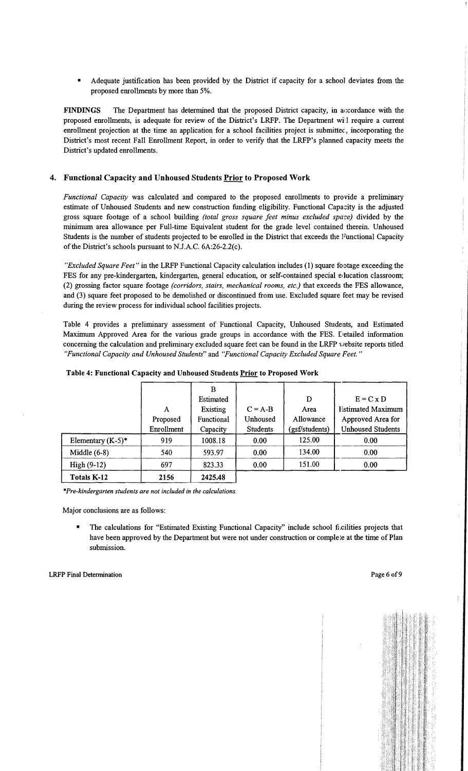- Adequate justification has been provided by the District if capacity for a school deviates from the proposed enrollments by more than 5%.

**FINDINGS** The Department has determined that the proposed District capacity, in accordance with the proposed enrollments, is adequate for review of the District's LRFP. The Department will require a current enrollment projection at the time an application for a school facilities project is submitted, incorporating the District's most recent Fall Enrollment Report, in order to verify that the LRFP's planned capacity meets the District's updated enrollments.

## 4. Functional Capacity and Unhoused Students Prior to Proposed Work

*Functional Capacity* was calculated and compared to the proposed enrollments to provide a preliminary estimate of Unhoused Students and new construction funding eligibility. Functional Capacity is the adjusted gross square footage of a school building *(total gross square feet minus excluded space)* divided by the minimum area allowance per Full-time Equivalent student for the grade level contained therein. Unhoused Students is the number of students projected to be enrolled in the District that exceeds the Functional Capacity of the District's schools pursuant to N.J.A.C. 6A:26-2.2(c).

*"Excluded Square Feet"* in the LRFP Functional Capacity calculation includes (1) square footage exceeding the FES for any pre-kindergarten, kindergarten, general education, or self-contained special education classroom; (2) grossing factor square footage *(corridors, stairs, mechanical rooms, etc.)* that exceeds the FES allowance, and (3) square feet proposed to be demolished or discontinued from use. Excluded square feet may be revised during the review process for individual school facilities projects.

Table 4 provides a preliminary assessment of Functional Capacity, Unhoused Students, and Estimated Maximum Approved Area for the various grade groups in accordance with the FES. Detailed information concerning the calculation and preliminary excluded square feet can be found in the LRFP website reports titled *"Functional Capacity and Unhoused Students"* and *"Functional Capacity Excluded Square Feet."*

**Table 4: Functional Capacity and Unhoused Students Prior to Proposed Work**

| | A Proposed Enrollment | B Estimated Existing Functional Capacity | C = A-B Unhoused Students | D Area Allowance (gsf/students) | E = C x D Estimated Maximum Approved Area for Unhoused Students |
|---|---|---|---|---|---|
| Elementary (K-5)* | 919 | 1008.18 | 0.00 | 125.00 | 0.00 |
| Middle (6-8) | 540 | 593.97 | 0.00 | 134.00 | 0.00 |
| High (9-12) | 697 | 823.33 | 0.00 | 151.00 | 0.00 |
| **Totals K-12** | **2156** | **2425.48** | | | |

*\*Pre-kindergarten students are not included in the calculations.*

Major conclusions are as follows:

- The calculations for "Estimated Existing Functional Capacity" include school facilities projects that have been approved by the Department but were not under construction or complete at the time of Plan submission.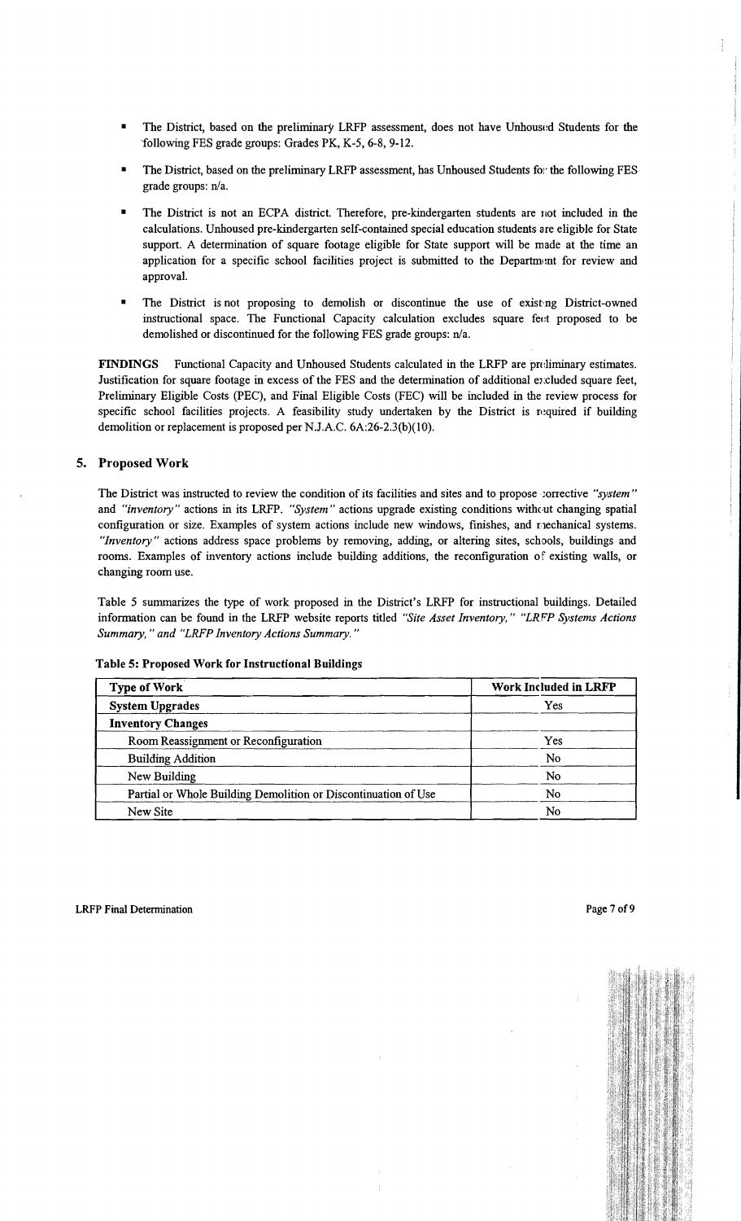- The District, based on the preliminary LRFP assessment, does not have Unhoused Students for the following FES grade groups: Grades PK, K-5, 6-8, 9-12.
- The District, based on the preliminary LRFP assessment, has Unhoused Students for the following FES grade groups: n/a.
- The District is not an ECPA district. Therefore, pre-kindergarten students are not included in the calculations. Unhoused pre-kindergarten self-contained special education students are eligible for State support. A determination of square footage eligible for State support will be made at the time an application for a specific school facilities project is submitted to the Department for review and approval.
- The District is not proposing to demolish or discontinue the use of existing District-owned instructional space. The Functional Capacity calculation excludes square feet proposed to be demolished or discontinued for the following FES grade groups: n/a.

**FINDINGS** Functional Capacity and Unhoused Students calculated in the LRFP are preliminary estimates. Justification for square footage in excess of the FES and the determination of additional excluded square feet, Preliminary Eligible Costs (PEC), and Final Eligible Costs (FEC) will be included in the review process for specific school facilities projects. A feasibility study undertaken by the District is required if building demolition or replacement is proposed per N.J.A.C. 6A:26-2.3(b)(10).

## 5. Proposed Work

The District was instructed to review the condition of its facilities and sites and to propose corrective *"system"* and *"inventory"* actions in its LRFP. *"System"* actions upgrade existing conditions without changing spatial configuration or size. Examples of system actions include new windows, finishes, and mechanical systems. *"Inventory"* actions address space problems by removing, adding, or altering sites, schools, buildings and rooms. Examples of inventory actions include building additions, the reconfiguration of existing walls, or changing room use.

Table 5 summarizes the type of work proposed in the District's LRFP for instructional buildings. Detailed information can be found in the LRFP website reports titled *"Site Asset Inventory," "LRFP Systems Actions Summary," and "LRFP Inventory Actions Summary."*

**Table 5: Proposed Work for Instructional Buildings**

| Type of Work | Work Included in LRFP |
|---|---|
| **System Upgrades** | Yes |
| **Inventory Changes** | |
| Room Reassignment or Reconfiguration | Yes |
| Building Addition | No |
| New Building | No |
| Partial or Whole Building Demolition or Discontinuation of Use | No |
| New Site | No |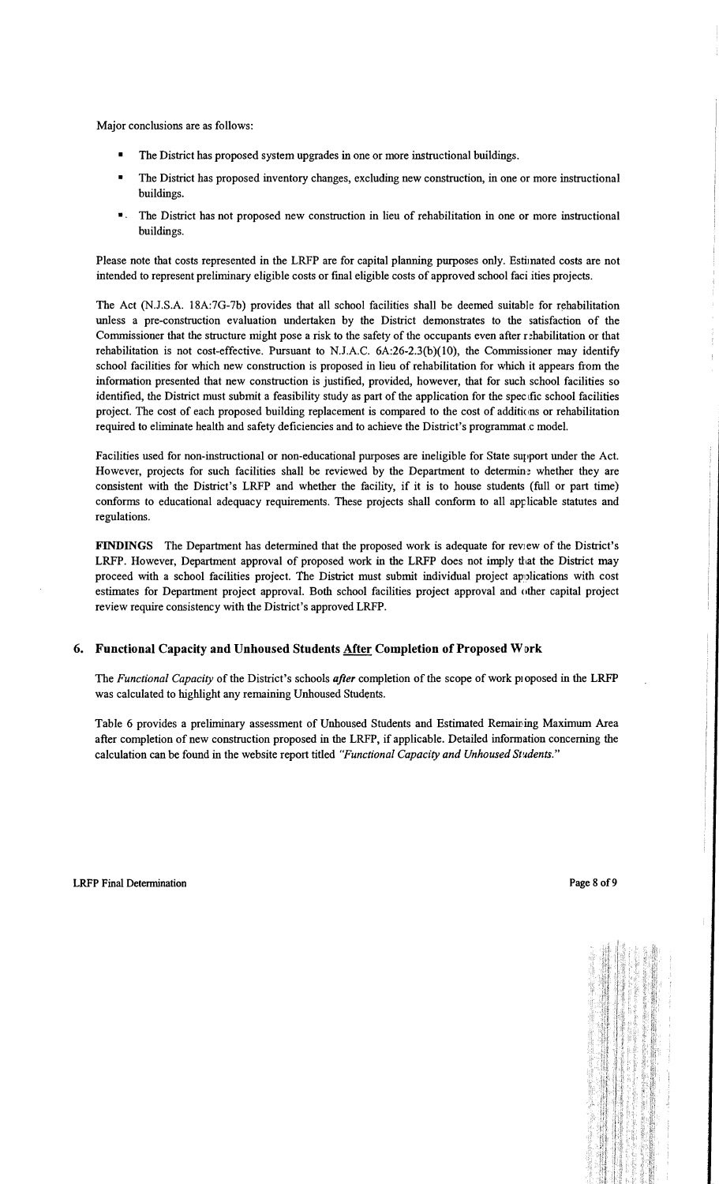Major conclusions are as follows:

- The District has proposed system upgrades in one or more instructional buildings.
- The District has proposed inventory changes, excluding new construction, in one or more instructional buildings.
- The District has not proposed new construction in lieu of rehabilitation in one or more instructional buildings.

Please note that costs represented in the LRFP are for capital planning purposes only. Estimated costs are not intended to represent preliminary eligible costs or final eligible costs of approved school facilities projects.

The Act (N.J.S.A. 18A:7G-7b) provides that all school facilities shall be deemed suitable for rehabilitation unless a pre-construction evaluation undertaken by the District demonstrates to the satisfaction of the Commissioner that the structure might pose a risk to the safety of the occupants even after rehabilitation or that rehabilitation is not cost-effective. Pursuant to N.J.A.C. 6A:26-2.3(b)(10), the Commissioner may identify school facilities for which new construction is proposed in lieu of rehabilitation for which it appears from the information presented that new construction is justified, provided, however, that for such school facilities so identified, the District must submit a feasibility study as part of the application for the specific school facilities project. The cost of each proposed building replacement is compared to the cost of additions or rehabilitation required to eliminate health and safety deficiencies and to achieve the District's programmatic model.

Facilities used for non-instructional or non-educational purposes are ineligible for State support under the Act. However, projects for such facilities shall be reviewed by the Department to determine whether they are consistent with the District's LRFP and whether the facility, if it is to house students (full or part time) conforms to educational adequacy requirements. These projects shall conform to all applicable statutes and regulations.

**FINDINGS** The Department has determined that the proposed work is adequate for review of the District's LRFP. However, Department approval of proposed work in the LRFP does not imply that the District may proceed with a school facilities project. The District must submit individual project applications with cost estimates for Department project approval. Both school facilities project approval and other capital project review require consistency with the District's approved LRFP.

## 6. Functional Capacity and Unhoused Students After Completion of Proposed Work

The *Functional Capacity* of the District's schools ***after*** completion of the scope of work proposed in the LRFP was calculated to highlight any remaining Unhoused Students.

Table 6 provides a preliminary assessment of Unhoused Students and Estimated Remaining Maximum Area after completion of new construction proposed in the LRFP, if applicable. Detailed information concerning the calculation can be found in the website report titled *"Functional Capacity and Unhoused Students."*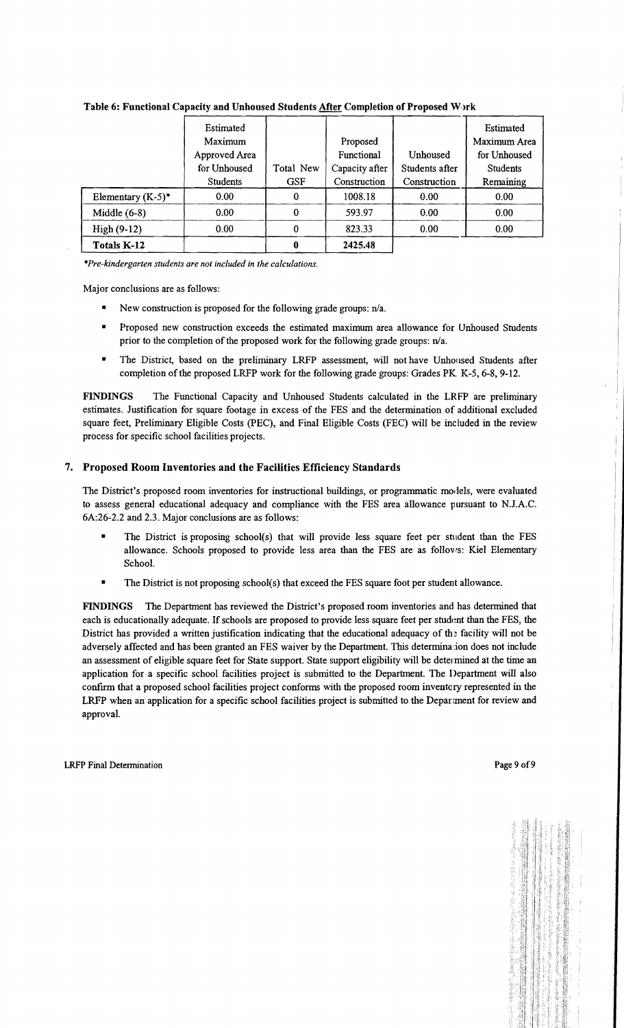**Table 6: Functional Capacity and Unhoused Students After Completion of Proposed Work**

| | Estimated Maximum Approved Area for Unhoused Students | Total New GSF | Proposed Functional Capacity after Construction | Unhoused Students after Construction | Estimated Maximum Area for Unhoused Students Remaining |
|---|---|---|---|---|---|
| Elementary (K-5)* | 0.00 | 0 | 1008.18 | 0.00 | 0.00 |
| Middle (6-8) | 0.00 | 0 | 593.97 | 0.00 | 0.00 |
| High (9-12) | 0.00 | 0 | 823.33 | 0.00 | 0.00 |
| **Totals K-12** | | **0** | **2425.48** | | |

*\*Pre-kindergarten students are not included in the calculations.*

Major conclusions are as follows:

- New construction is proposed for the following grade groups: n/a.
- Proposed new construction exceeds the estimated maximum area allowance for Unhoused Students prior to the completion of the proposed work for the following grade groups: n/a.
- The District, based on the preliminary LRFP assessment, will not have Unhoused Students after completion of the proposed LRFP work for the following grade groups: Grades PK K-5, 6-8, 9-12.

**FINDINGS** The Functional Capacity and Unhoused Students calculated in the LRFP are preliminary estimates. Justification for square footage in excess of the FES and the determination of additional excluded square feet, Preliminary Eligible Costs (PEC), and Final Eligible Costs (FEC) will be included in the review process for specific school facilities projects.

## 7. Proposed Room Inventories and the Facilities Efficiency Standards

The District's proposed room inventories for instructional buildings, or programmatic models, were evaluated to assess general educational adequacy and compliance with the FES area allowance pursuant to N.J.A.C. 6A:26-2.2 and 2.3. Major conclusions are as follows:

- The District is proposing school(s) that will provide less square feet per student than the FES allowance. Schools proposed to provide less area than the FES are as follows: Kiel Elementary School.
- The District is not proposing school(s) that exceed the FES square foot per student allowance.

**FINDINGS** The Department has reviewed the District's proposed room inventories and has determined that each is educationally adequate. If schools are proposed to provide less square feet per student than the FES, the District has provided a written justification indicating that the educational adequacy of the facility will not be adversely affected and has been granted an FES waiver by the Department. This determination does not include an assessment of eligible square feet for State support. State support eligibility will be determined at the time an application for a specific school facilities project is submitted to the Department. The Department will also confirm that a proposed school facilities project conforms with the proposed room inventory represented in the LRFP when an application for a specific school facilities project is submitted to the Department for review and approval.